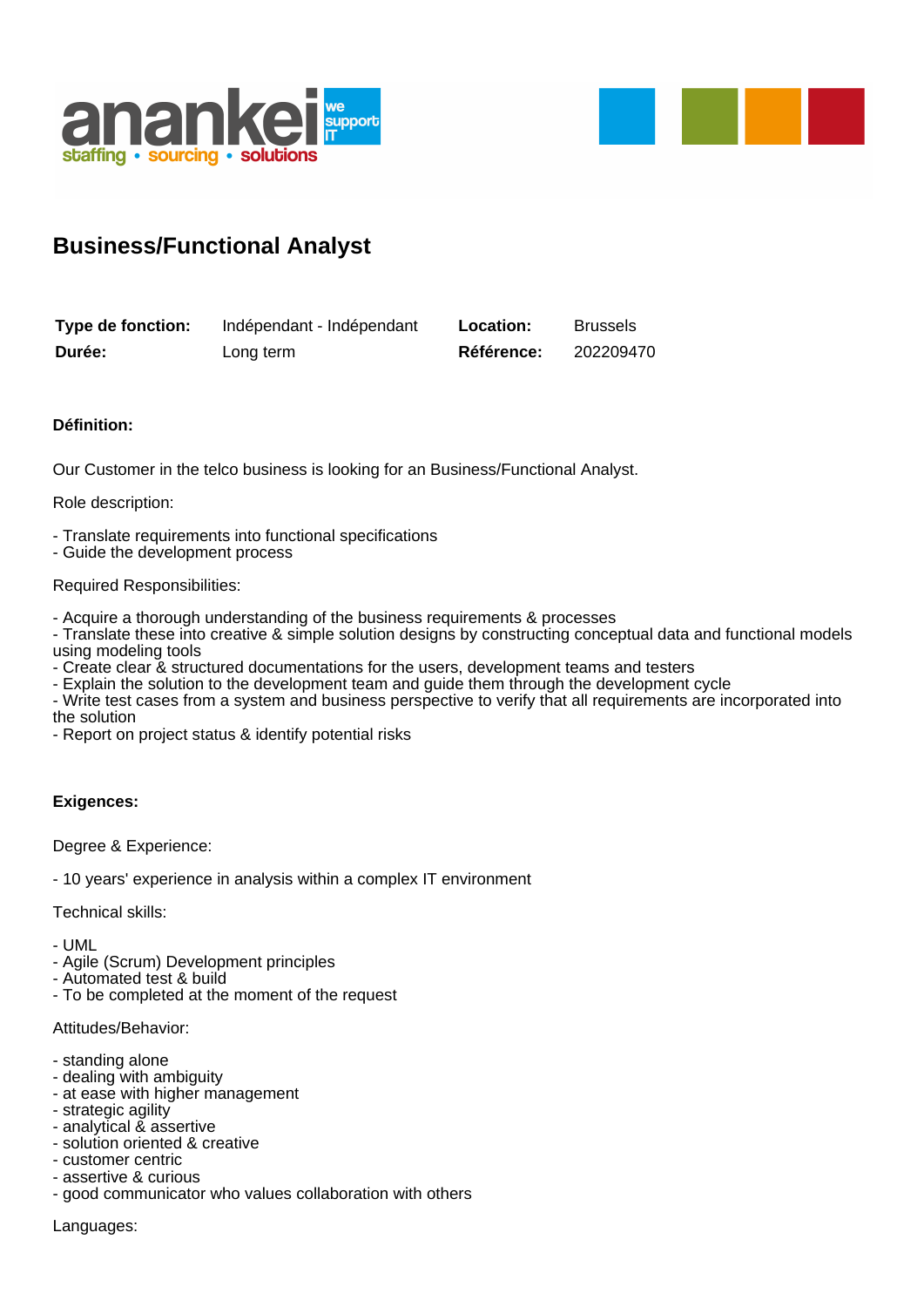# Business/Functional Analyst

| | | | |
|---|---|---|---|
| **Type de fonction:** | Indépendant - Indépendant | **Location:** | Brussels |
| **Durée:** | Long term | **Référence:** | 202209470 |

**Définition:**

Our Customer in the telco business is looking for an Business/Functional Analyst.

Role description:

- Translate requirements into functional specifications
- Guide the development process

Required Responsibilities:

- Acquire a thorough understanding of the business requirements & processes
- Translate these into creative & simple solution designs by constructing conceptual data and functional models using modeling tools
- Create clear & structured documentations for the users, development teams and testers
- Explain the solution to the development team and guide them through the development cycle
- Write test cases from a system and business perspective to verify that all requirements are incorporated into the solution
- Report on project status & identify potential risks

**Exigences:**

Degree & Experience:

- 10 years' experience in analysis within a complex IT environment

Technical skills:

- UML
- Agile (Scrum) Development principles
- Automated test & build
- To be completed at the moment of the request

Attitudes/Behavior:

- standing alone
- dealing with ambiguity
- at ease with higher management
- strategic agility
- analytical & assertive
- solution oriented & creative
- customer centric
- assertive & curious
- good communicator who values collaboration with others

Languages: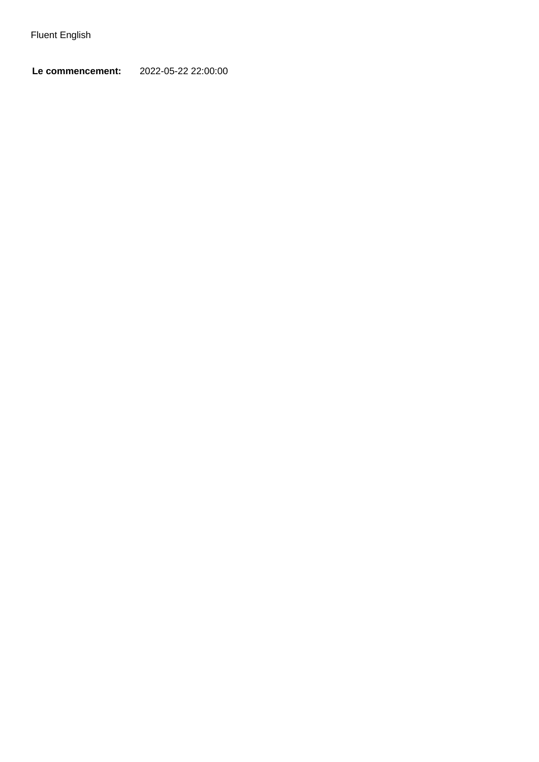Fluent English

**Le commencement:** 2022-05-22 22:00:00